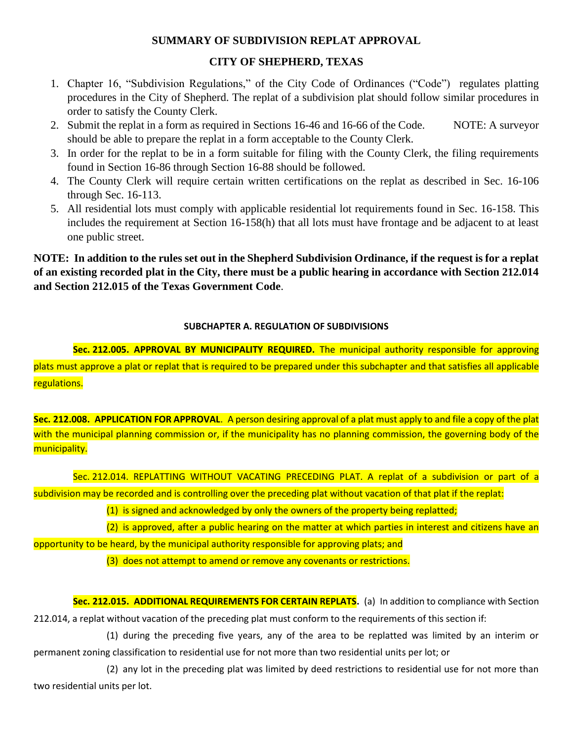# SUMMARY OF SUBDIVISION REPLAT APPROVAL

## CITY OF SHEPHERD, TEXAS

1. Chapter 16, "Subdivision Regulations," of the City Code of Ordinances ("Code") regulates platting procedures in the City of Shepherd. The replat of a subdivision plat should follow similar procedures in order to satisfy the County Clerk.
2. Submit the replat in a form as required in Sections 16-46 and 16-66 of the Code. NOTE: A surveyor should be able to prepare the replat in a form acceptable to the County Clerk.
3. In order for the replat to be in a form suitable for filing with the County Clerk, the filing requirements found in Section 16-86 through Section 16-88 should be followed.
4. The County Clerk will require certain written certifications on the replat as described in Sec. 16-106 through Sec. 16-113.
5. All residential lots must comply with applicable residential lot requirements found in Sec. 16-158. This includes the requirement at Section 16-158(h) that all lots must have frontage and be adjacent to at least one public street.

**NOTE: In addition to the rules set out in the Shepherd Subdivision Ordinance, if the request is for a replat of an existing recorded plat in the City, there must be a public hearing in accordance with Section 212.014 and Section 212.015 of the Texas Government Code**.

### SUBCHAPTER A. REGULATION OF SUBDIVISIONS

**Sec. 212.005. APPROVAL BY MUNICIPALITY REQUIRED.** The municipal authority responsible for approving plats must approve a plat or replat that is required to be prepared under this subchapter and that satisfies all applicable regulations.

**Sec. 212.008. APPLICATION FOR APPROVAL**. A person desiring approval of a plat must apply to and file a copy of the plat with the municipal planning commission or, if the municipality has no planning commission, the governing body of the municipality.

Sec. 212.014. REPLATTING WITHOUT VACATING PRECEDING PLAT. A replat of a subdivision or part of a subdivision may be recorded and is controlling over the preceding plat without vacation of that plat if the replat:

(1) is signed and acknowledged by only the owners of the property being replatted;

(2) is approved, after a public hearing on the matter at which parties in interest and citizens have an opportunity to be heard, by the municipal authority responsible for approving plats; and

(3) does not attempt to amend or remove any covenants or restrictions.

**Sec. 212.015. ADDITIONAL REQUIREMENTS FOR CERTAIN REPLATS.** (a) In addition to compliance with Section 212.014, a replat without vacation of the preceding plat must conform to the requirements of this section if:

(1) during the preceding five years, any of the area to be replatted was limited by an interim or permanent zoning classification to residential use for not more than two residential units per lot; or

(2) any lot in the preceding plat was limited by deed restrictions to residential use for not more than two residential units per lot.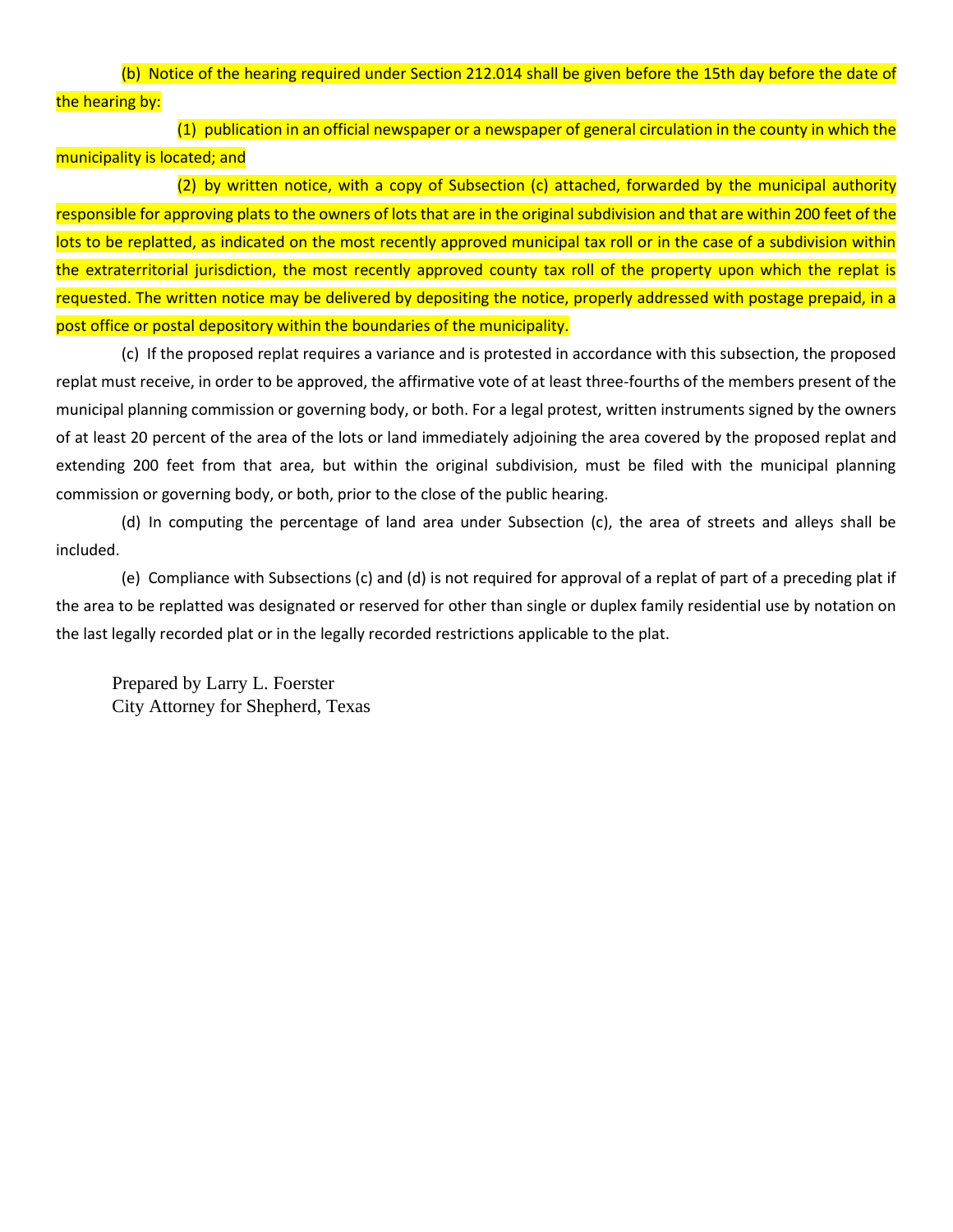(b) Notice of the hearing required under Section 212.014 shall be given before the 15th day before the date of the hearing by:

(1) publication in an official newspaper or a newspaper of general circulation in the county in which the municipality is located; and

(2) by written notice, with a copy of Subsection (c) attached, forwarded by the municipal authority responsible for approving plats to the owners of lots that are in the original subdivision and that are within 200 feet of the lots to be replatted, as indicated on the most recently approved municipal tax roll or in the case of a subdivision within the extraterritorial jurisdiction, the most recently approved county tax roll of the property upon which the replat is requested. The written notice may be delivered by depositing the notice, properly addressed with postage prepaid, in a post office or postal depository within the boundaries of the municipality.

(c) If the proposed replat requires a variance and is protested in accordance with this subsection, the proposed replat must receive, in order to be approved, the affirmative vote of at least three-fourths of the members present of the municipal planning commission or governing body, or both. For a legal protest, written instruments signed by the owners of at least 20 percent of the area of the lots or land immediately adjoining the area covered by the proposed replat and extending 200 feet from that area, but within the original subdivision, must be filed with the municipal planning commission or governing body, or both, prior to the close of the public hearing.

(d) In computing the percentage of land area under Subsection (c), the area of streets and alleys shall be included.

(e) Compliance with Subsections (c) and (d) is not required for approval of a replat of part of a preceding plat if the area to be replatted was designated or reserved for other than single or duplex family residential use by notation on the last legally recorded plat or in the legally recorded restrictions applicable to the plat.

Prepared by Larry L. Foerster
City Attorney for Shepherd, Texas